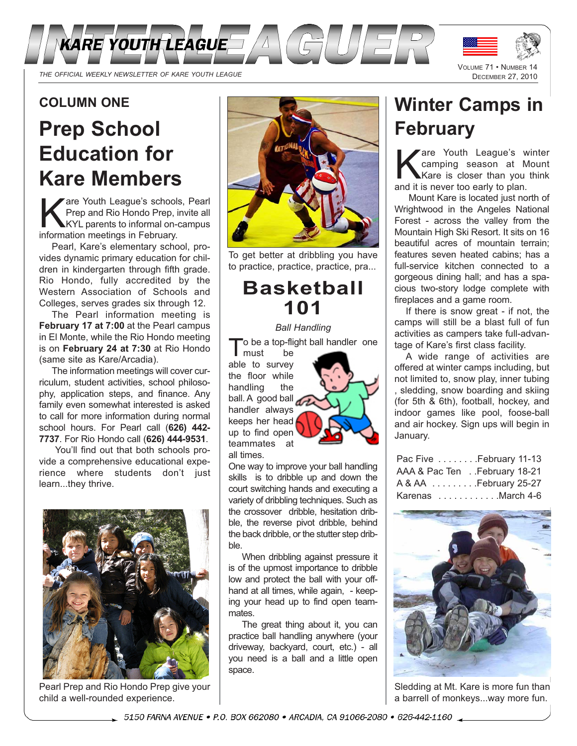# INTERLEAGUER

KARE YOUTH LEAGUE

*THE OFFICIAL WEEKLY NEWSLETTER OF KARE YOUTH LEAGUE*

VOLUME 71 • NUMBER 14
DECEMBER 27, 2010

## COLUMN ONE

## Prep School Education for Kare Members

Kare Youth League's schools, Pearl Prep and Rio Hondo Prep, invite all KYL parents to informal on-campus information meetings in February.

Pearl, Kare's elementary school, provides dynamic primary education for children in kindergarten through fifth grade. Rio Hondo, fully accredited by the Western Association of Schools and Colleges, serves grades six through 12.

The Pearl information meeting is **February 17 at 7:00** at the Pearl campus in El Monte, while the Rio Hondo meeting is on **February 24 at 7:30** at Rio Hondo (same site as Kare/Arcadia).

The information meetings will cover curriculum, student activities, school philosophy, application steps, and finance. Any family even somewhat interested is asked to call for more information during normal school hours. For Pearl call (**626) 442-7737**. For Rio Hondo call (**626) 444-9531**.

You'll find out that both schools provide a comprehensive educational experience where students don't just learn...they thrive.

Pearl Prep and Rio Hondo Prep give your child a well-rounded experience.

To get better at dribbling you have to practice, practice, practice, pra...

## Basketball 101

*Ball Handling*

To be a top-flight ball handler one must be able to survey the floor while handling the ball. A good ball handler always keeps her head up to find open teammates at all times.

One way to improve your ball handling skills is to dribble up and down the court switching hands and executing a variety of dribbling techniques. Such as the crossover dribble, hesitation dribble, the reverse pivot dribble, behind the back dribble, or the stutter step dribble.

When dribbling against pressure it is of the upmost importance to dribble low and protect the ball with your off-hand at all times, while again, - keeping your head up to find open teammates.

The great thing about it, you can practice ball handling anywhere (your driveway, backyard, court, etc.) - all you need is a ball and a little open space.

## Winter Camps in February

Kare Youth League's winter camping season at Mount Kare is closer than you think and it is never too early to plan.

Mount Kare is located just north of Wrightwood in the Angeles National Forest - across the valley from the Mountain High Ski Resort. It sits on 16 beautiful acres of mountain terrain; features seven heated cabins; has a full-service kitchen connected to a gorgeous dining hall; and has a spacious two-story lodge complete with fireplaces and a game room.

If there is snow great - if not, the camps will still be a blast full of fun activities as campers take full-advantage of Kare's first class facility.

A wide range of activities are offered at winter camps including, but not limited to, snow play, inner tubing , sledding, snow boarding and skiing (for 5th & 6th), football, hockey, and indoor games like pool, foose-ball and air hockey. Sign ups will begin in January.

| | |
|---|---|
| Pac Five | February 11-13 |
| AAA & Pac Ten | February 18-21 |
| A & AA | February 25-27 |
| Karenas | March 4-6 |

Sledding at Mt. Kare is more fun than a barrell of monkeys...way more fun.

5150 FARNA AVENUE • P.O. BOX 662080 • ARCADIA, CA 91066-2080 • 626-442-1160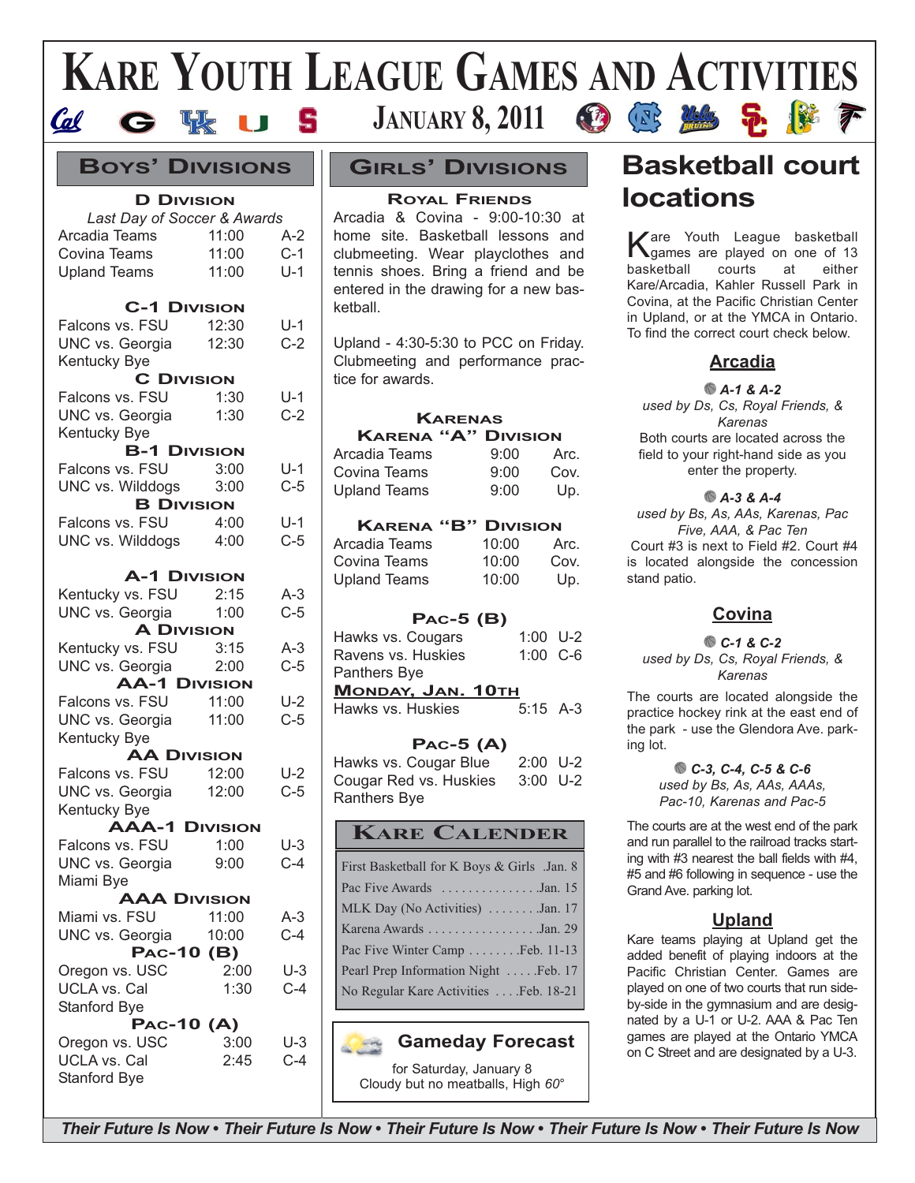# Kare Youth League Games and Activities

## January 8, 2011

## Boys' Divisions

### D Division

*Last Day of Soccer & Awards*

| | | |
|---|---|---|
| Arcadia Teams | 11:00 | A-2 |
| Covina Teams | 11:00 | C-1 |
| Upland Teams | 11:00 | U-1 |

### C-1 Division

| | | |
|---|---|---|
| Falcons vs. FSU | 12:30 | U-1 |
| UNC vs. Georgia | 12:30 | C-2 |
| Kentucky Bye | | |

### C Division

| | | |
|---|---|---|
| Falcons vs. FSU | 1:30 | U-1 |
| UNC vs. Georgia | 1:30 | C-2 |
| Kentucky Bye | | |

### B-1 Division

| | | |
|---|---|---|
| Falcons vs. FSU | 3:00 | U-1 |
| UNC vs. Wilddogs | 3:00 | C-5 |

### B Division

| | | |
|---|---|---|
| Falcons vs. FSU | 4:00 | U-1 |
| UNC vs. Wilddogs | 4:00 | C-5 |

### A-1 Division

| | | |
|---|---|---|
| Kentucky vs. FSU | 2:15 | A-3 |
| UNC vs. Georgia | 1:00 | C-5 |

### A Division

| | | |
|---|---|---|
| Kentucky vs. FSU | 3:15 | A-3 |
| UNC vs. Georgia | 2:00 | C-5 |

### AA-1 Division

| | | |
|---|---|---|
| Falcons vs. FSU | 11:00 | U-2 |
| UNC vs. Georgia | 11:00 | C-5 |
| Kentucky Bye | | |

### AA Division

| | | |
|---|---|---|
| Falcons vs. FSU | 12:00 | U-2 |
| UNC vs. Georgia | 12:00 | C-5 |
| Kentucky Bye | | |

### AAA-1 Division

| | | |
|---|---|---|
| Falcons vs. FSU | 1:00 | U-3 |
| UNC vs. Georgia | 9:00 | C-4 |
| Miami Bye | | |

### AAA Division

| | | |
|---|---|---|
| Miami vs. FSU | 11:00 | A-3 |
| UNC vs. Georgia | 10:00 | C-4 |

### Pac-10 (B)

| | | |
|---|---|---|
| Oregon vs. USC | 2:00 | U-3 |
| UCLA vs. Cal | 1:30 | C-4 |
| Stanford Bye | | |

### Pac-10 (A)

| | | |
|---|---|---|
| Oregon vs. USC | 3:00 | U-3 |
| UCLA vs. Cal | 2:45 | C-4 |
| Stanford Bye | | |

## Girls' Divisions

### Royal Friends

Arcadia & Covina - 9:00-10:30 at home site. Basketball lessons and clubmeeting. Wear playclothes and tennis shoes. Bring a friend and be entered in the drawing for a new basketball.

Upland - 4:30-5:30 to PCC on Friday. Clubmeeting and performance practice for awards.

### Karenas

#### Karena "A" Division

| | | |
|---|---|---|
| Arcadia Teams | 9:00 | Arc. |
| Covina Teams | 9:00 | Cov. |
| Upland Teams | 9:00 | Up. |

#### Karena "B" Division

| | | |
|---|---|---|
| Arcadia Teams | 10:00 | Arc. |
| Covina Teams | 10:00 | Cov. |
| Upland Teams | 10:00 | Up. |

### Pac-5 (B)

| | | |
|---|---|---|
| Hawks vs. Cougars | 1:00 | U-2 |
| Ravens vs. Huskies | 1:00 | C-6 |
| Panthers Bye | | |

**Monday, Jan. 10th**

| | | |
|---|---|---|
| Hawks vs. Huskies | 5:15 | A-3 |

### Pac-5 (A)

| | | |
|---|---|---|
| Hawks vs. Cougar Blue | 2:00 | U-2 |
| Cougar Red vs. Huskies | 3:00 | U-2 |
| Ranthers Bye | | |

## Kare Calender

| | |
|---|---|
| First Basketball for K Boys & Girls | Jan. 8 |
| Pac Five Awards | Jan. 15 |
| MLK Day (No Activities) | Jan. 17 |
| Karena Awards | Jan. 29 |
| Pac Five Winter Camp | Feb. 11-13 |
| Pearl Prep Information Night | Feb. 17 |
| No Regular Kare Activities | Feb. 18-21 |

## Gameday Forecast

for Saturday, January 8
Cloudy but no meatballs, High *60°*

# Basketball court locations

Kare Youth League basketball games are played on one of 13 basketball courts at either Kare/Arcadia, Kahler Russell Park in Covina, at the Pacific Christian Center in Upland, or at the YMCA in Ontario. To find the correct court check below.

## Arcadia

***A-1 & A-2***
*used by Ds, Cs, Royal Friends, & Karenas*

Both courts are located across the field to your right-hand side as you enter the property.

***A-3 & A-4***
*used by Bs, As, AAs, Karenas, Pac Five, AAA, & Pac Ten*

Court #3 is next to Field #2. Court #4 is located alongside the concession stand patio.

## Covina

***C-1 & C-2***
*used by Ds, Cs, Royal Friends, & Karenas*

The courts are located alongside the practice hockey rink at the east end of the park - use the Glendora Ave. parking lot.

***C-3, C-4, C-5 & C-6***
*used by Bs, As, AAs, AAAs, Pac-10, Karenas and Pac-5*

The courts are at the west end of the park and run parallel to the railroad tracks starting with #3 nearest the ball fields with #4, #5 and #6 following in sequence - use the Grand Ave. parking lot.

## Upland

Kare teams playing at Upland get the added benefit of playing indoors at the Pacific Christian Center. Games are played on one of two courts that run side-by-side in the gymnasium and are designated by a U-1 or U-2. AAA & Pac Ten games are played at the Ontario YMCA on C Street and are designated by a U-3.

*Their Future Is Now • Their Future Is Now • Their Future Is Now • Their Future Is Now • Their Future Is Now*